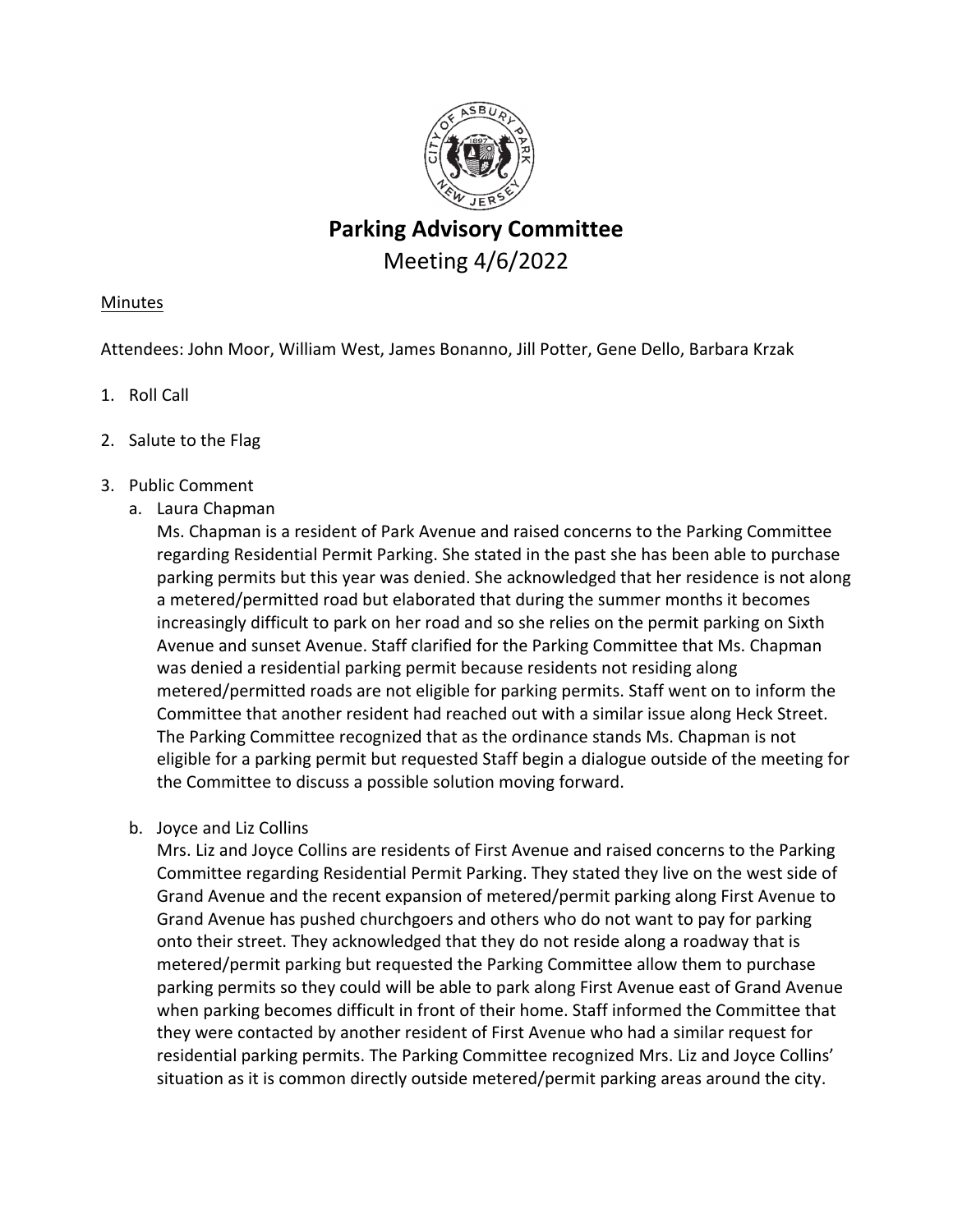# Parking Advisory Committee

Meeting 4/6/2022

Minutes

Attendees: John Moor, William West, James Bonanno, Jill Potter, Gene Dello, Barbara Krzak

1. Roll Call
2. Salute to the Flag
3. Public Comment
   a. Laura Chapman
      Ms. Chapman is a resident of Park Avenue and raised concerns to the Parking Committee regarding Residential Permit Parking. She stated in the past she has been able to purchase parking permits but this year was denied. She acknowledged that her residence is not along a metered/permitted road but elaborated that during the summer months it becomes increasingly difficult to park on her road and so she relies on the permit parking on Sixth Avenue and sunset Avenue. Staff clarified for the Parking Committee that Ms. Chapman was denied a residential parking permit because residents not residing along metered/permitted roads are not eligible for parking permits. Staff went on to inform the Committee that another resident had reached out with a similar issue along Heck Street. The Parking Committee recognized that as the ordinance stands Ms. Chapman is not eligible for a parking permit but requested Staff begin a dialogue outside of the meeting for the Committee to discuss a possible solution moving forward.

   b. Joyce and Liz Collins
      Mrs. Liz and Joyce Collins are residents of First Avenue and raised concerns to the Parking Committee regarding Residential Permit Parking. They stated they live on the west side of Grand Avenue and the recent expansion of metered/permit parking along First Avenue to Grand Avenue has pushed churchgoers and others who do not want to pay for parking onto their street. They acknowledged that they do not reside along a roadway that is metered/permit parking but requested the Parking Committee allow them to purchase parking permits so they could will be able to park along First Avenue east of Grand Avenue when parking becomes difficult in front of their home. Staff informed the Committee that they were contacted by another resident of First Avenue who had a similar request for residential parking permits. The Parking Committee recognized Mrs. Liz and Joyce Collins' situation as it is common directly outside metered/permit parking areas around the city.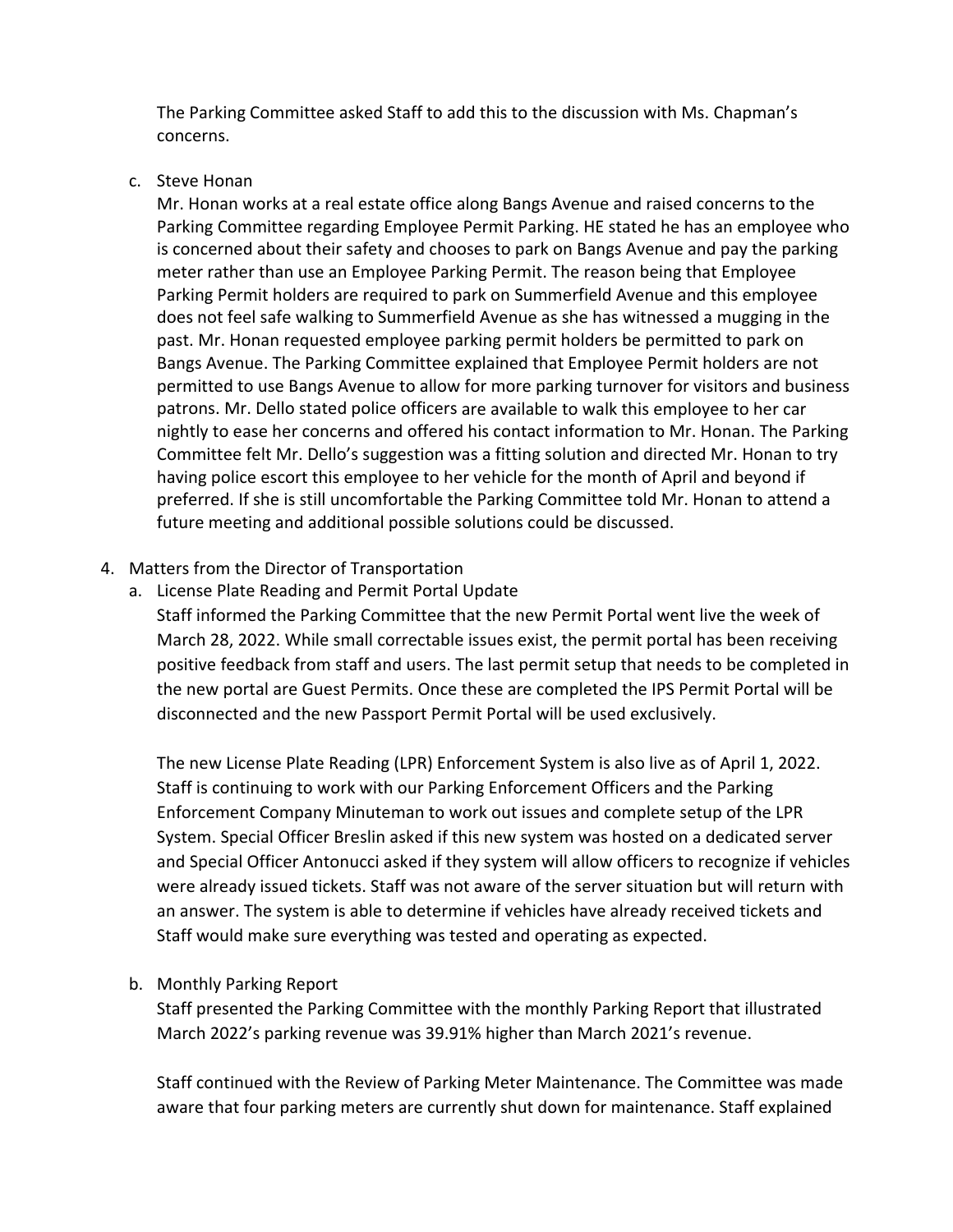The Parking Committee asked Staff to add this to the discussion with Ms. Chapman's concerns.

c. Steve Honan

Mr. Honan works at a real estate office along Bangs Avenue and raised concerns to the Parking Committee regarding Employee Permit Parking. HE stated he has an employee who is concerned about their safety and chooses to park on Bangs Avenue and pay the parking meter rather than use an Employee Parking Permit. The reason being that Employee Parking Permit holders are required to park on Summerfield Avenue and this employee does not feel safe walking to Summerfield Avenue as she has witnessed a mugging in the past. Mr. Honan requested employee parking permit holders be permitted to park on Bangs Avenue. The Parking Committee explained that Employee Permit holders are not permitted to use Bangs Avenue to allow for more parking turnover for visitors and business patrons. Mr. Dello stated police officers are available to walk this employee to her car nightly to ease her concerns and offered his contact information to Mr. Honan. The Parking Committee felt Mr. Dello's suggestion was a fitting solution and directed Mr. Honan to try having police escort this employee to her vehicle for the month of April and beyond if preferred. If she is still uncomfortable the Parking Committee told Mr. Honan to attend a future meeting and additional possible solutions could be discussed.

4. Matters from the Director of Transportation

a. License Plate Reading and Permit Portal Update

Staff informed the Parking Committee that the new Permit Portal went live the week of March 28, 2022. While small correctable issues exist, the permit portal has been receiving positive feedback from staff and users. The last permit setup that needs to be completed in the new portal are Guest Permits. Once these are completed the IPS Permit Portal will be disconnected and the new Passport Permit Portal will be used exclusively.

The new License Plate Reading (LPR) Enforcement System is also live as of April 1, 2022. Staff is continuing to work with our Parking Enforcement Officers and the Parking Enforcement Company Minuteman to work out issues and complete setup of the LPR System. Special Officer Breslin asked if this new system was hosted on a dedicated server and Special Officer Antonucci asked if they system will allow officers to recognize if vehicles were already issued tickets. Staff was not aware of the server situation but will return with an answer. The system is able to determine if vehicles have already received tickets and Staff would make sure everything was tested and operating as expected.

b. Monthly Parking Report

Staff presented the Parking Committee with the monthly Parking Report that illustrated March 2022's parking revenue was 39.91% higher than March 2021's revenue.

Staff continued with the Review of Parking Meter Maintenance. The Committee was made aware that four parking meters are currently shut down for maintenance. Staff explained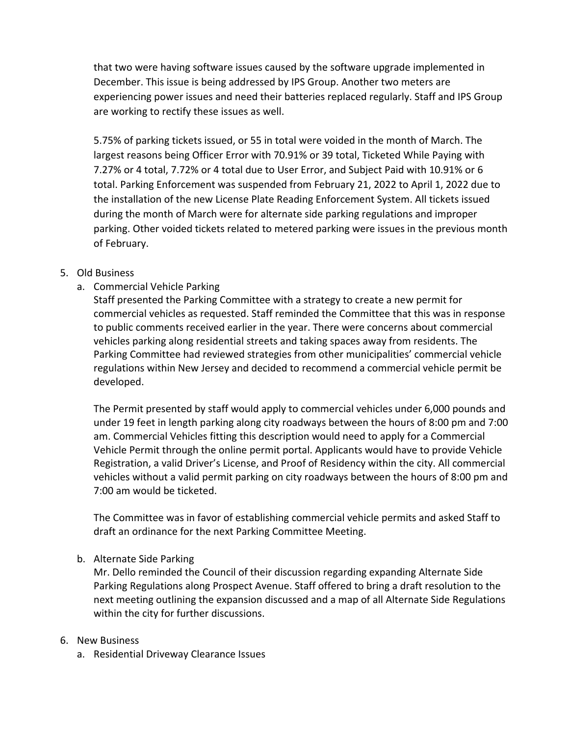that two were having software issues caused by the software upgrade implemented in December. This issue is being addressed by IPS Group. Another two meters are experiencing power issues and need their batteries replaced regularly. Staff and IPS Group are working to rectify these issues as well.

5.75% of parking tickets issued, or 55 in total were voided in the month of March. The largest reasons being Officer Error with 70.91% or 39 total, Ticketed While Paying with 7.27% or 4 total, 7.72% or 4 total due to User Error, and Subject Paid with 10.91% or 6 total. Parking Enforcement was suspended from February 21, 2022 to April 1, 2022 due to the installation of the new License Plate Reading Enforcement System. All tickets issued during the month of March were for alternate side parking regulations and improper parking. Other voided tickets related to metered parking were issues in the previous month of February.

5. Old Business
   a. Commercial Vehicle Parking

   Staff presented the Parking Committee with a strategy to create a new permit for commercial vehicles as requested. Staff reminded the Committee that this was in response to public comments received earlier in the year. There were concerns about commercial vehicles parking along residential streets and taking spaces away from residents. The Parking Committee had reviewed strategies from other municipalities' commercial vehicle regulations within New Jersey and decided to recommend a commercial vehicle permit be developed.

   The Permit presented by staff would apply to commercial vehicles under 6,000 pounds and under 19 feet in length parking along city roadways between the hours of 8:00 pm and 7:00 am. Commercial Vehicles fitting this description would need to apply for a Commercial Vehicle Permit through the online permit portal. Applicants would have to provide Vehicle Registration, a valid Driver's License, and Proof of Residency within the city. All commercial vehicles without a valid permit parking on city roadways between the hours of 8:00 pm and 7:00 am would be ticketed.

   The Committee was in favor of establishing commercial vehicle permits and asked Staff to draft an ordinance for the next Parking Committee Meeting.

   b. Alternate Side Parking

   Mr. Dello reminded the Council of their discussion regarding expanding Alternate Side Parking Regulations along Prospect Avenue. Staff offered to bring a draft resolution to the next meeting outlining the expansion discussed and a map of all Alternate Side Regulations within the city for further discussions.

6. New Business
   a. Residential Driveway Clearance Issues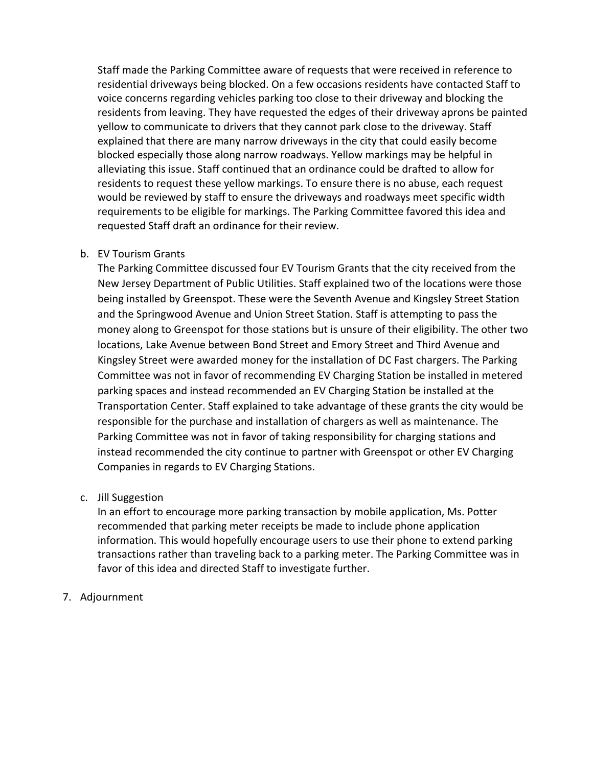Staff made the Parking Committee aware of requests that were received in reference to residential driveways being blocked. On a few occasions residents have contacted Staff to voice concerns regarding vehicles parking too close to their driveway and blocking the residents from leaving. They have requested the edges of their driveway aprons be painted yellow to communicate to drivers that they cannot park close to the driveway. Staff explained that there are many narrow driveways in the city that could easily become blocked especially those along narrow roadways. Yellow markings may be helpful in alleviating this issue. Staff continued that an ordinance could be drafted to allow for residents to request these yellow markings. To ensure there is no abuse, each request would be reviewed by staff to ensure the driveways and roadways meet specific width requirements to be eligible for markings. The Parking Committee favored this idea and requested Staff draft an ordinance for their review.

b. EV Tourism Grants

The Parking Committee discussed four EV Tourism Grants that the city received from the New Jersey Department of Public Utilities. Staff explained two of the locations were those being installed by Greenspot. These were the Seventh Avenue and Kingsley Street Station and the Springwood Avenue and Union Street Station. Staff is attempting to pass the money along to Greenspot for those stations but is unsure of their eligibility. The other two locations, Lake Avenue between Bond Street and Emory Street and Third Avenue and Kingsley Street were awarded money for the installation of DC Fast chargers. The Parking Committee was not in favor of recommending EV Charging Station be installed in metered parking spaces and instead recommended an EV Charging Station be installed at the Transportation Center. Staff explained to take advantage of these grants the city would be responsible for the purchase and installation of chargers as well as maintenance. The Parking Committee was not in favor of taking responsibility for charging stations and instead recommended the city continue to partner with Greenspot or other EV Charging Companies in regards to EV Charging Stations.

c. Jill Suggestion

In an effort to encourage more parking transaction by mobile application, Ms. Potter recommended that parking meter receipts be made to include phone application information. This would hopefully encourage users to use their phone to extend parking transactions rather than traveling back to a parking meter. The Parking Committee was in favor of this idea and directed Staff to investigate further.

7. Adjournment